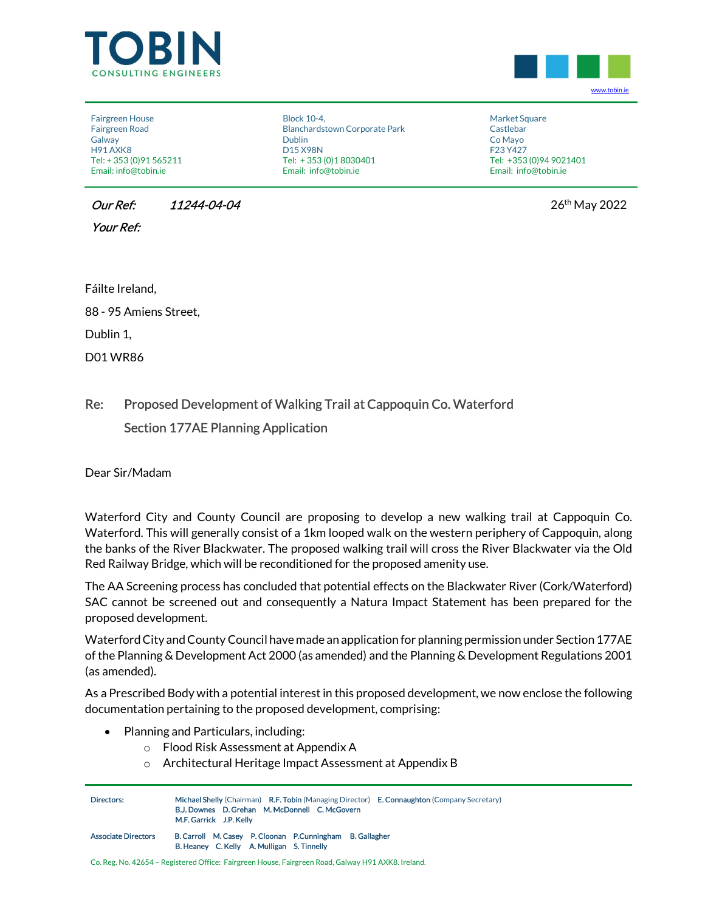TOBIN
CONSULTING ENGINEERS

www.tobin.ie

Fairgreen House
Fairgreen Road
Galway
H91 AXK8
Tel: + 353 (0)91 565211
Email: info@tobin.ie

Block 10-4,
Blanchardstown Corporate Park
Dublin
D15 X98N
Tel: + 353 (0)1 8030401
Email: info@tobin.ie

Market Square
Castlebar
Co Mayo
F23 Y427
Tel: +353 (0)94 9021401
Email: info@tobin.ie

*Our Ref:* *11244-04-04*

26th May 2022

*Your Ref:*

Fáilte Ireland,

88 - 95 Amiens Street,

Dublin 1,

D01 WR86

Re: Proposed Development of Walking Trail at Cappoquin Co. Waterford
Section 177AE Planning Application

Dear Sir/Madam

Waterford City and County Council are proposing to develop a new walking trail at Cappoquin Co. Waterford. This will generally consist of a 1km looped walk on the western periphery of Cappoquin, along the banks of the River Blackwater. The proposed walking trail will cross the River Blackwater via the Old Red Railway Bridge, which will be reconditioned for the proposed amenity use.

The AA Screening process has concluded that potential effects on the Blackwater River (Cork/Waterford) SAC cannot be screened out and consequently a Natura Impact Statement has been prepared for the proposed development.

Waterford City and County Council have made an application for planning permission under Section 177AE of the Planning & Development Act 2000 (as amended) and the Planning & Development Regulations 2001 (as amended).

As a Prescribed Body with a potential interest in this proposed development, we now enclose the following documentation pertaining to the proposed development, comprising:

- Planning and Particulars, including:
  - Flood Risk Assessment at Appendix A
  - Architectural Heritage Impact Assessment at Appendix B

Directors: Michael Shelly (Chairman) R.F. Tobin (Managing Director) E. Connaughton (Company Secretary)
B.J. Downes D. Grehan M. McDonnell C. McGovern
M.F. Garrick J.P. Kelly

Associate Directors B. Carroll M. Casey P. Cloonan P.Cunningham B. Gallagher
B. Heaney C. Kelly A. Mulligan S. Tinnelly

Co. Reg. No. 42654 – Registered Office: Fairgreen House, Fairgreen Road, Galway H91 AXK8. Ireland.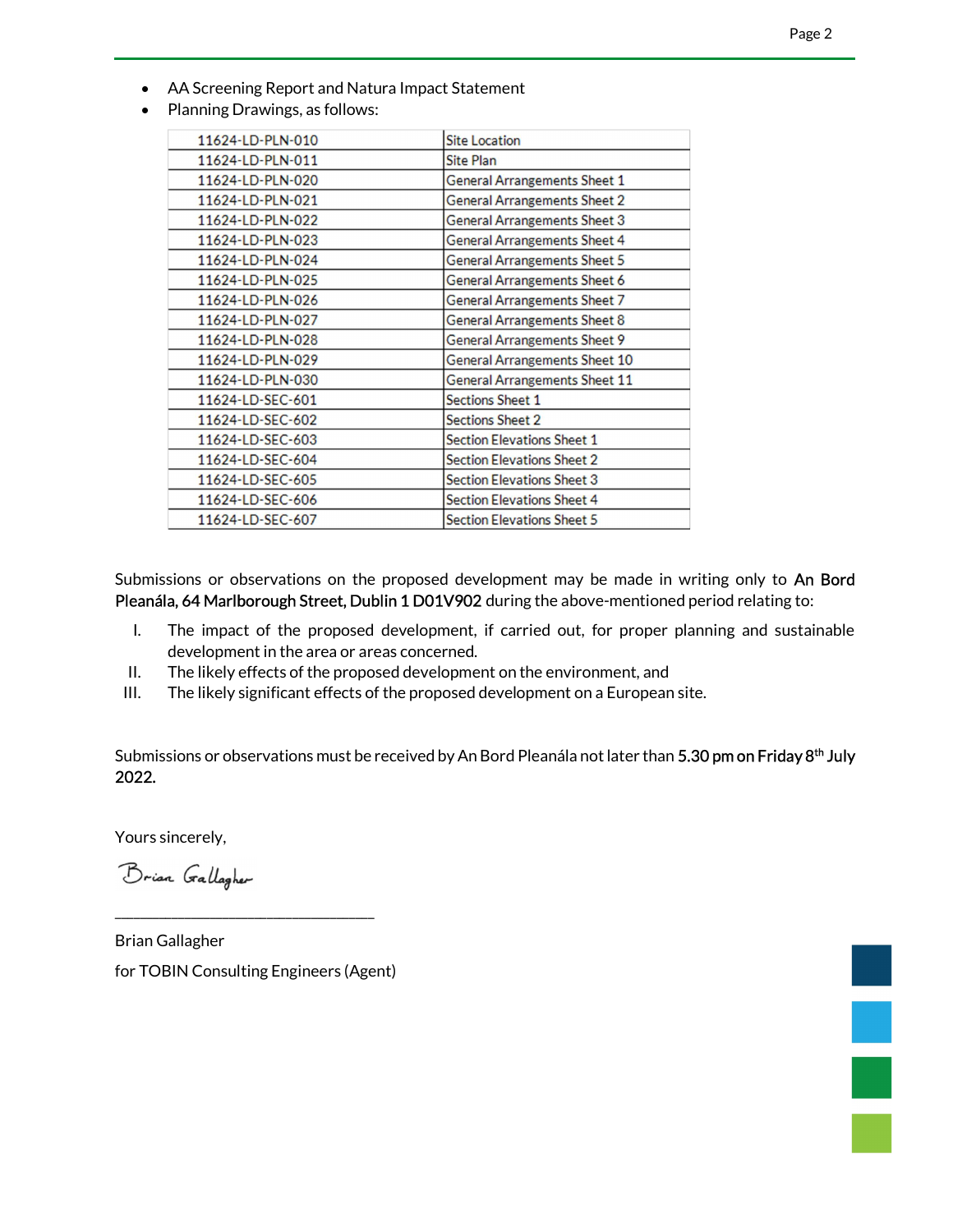- AA Screening Report and Natura Impact Statement
- Planning Drawings, as follows:

| | |
|---|---|
| 11624-LD-PLN-010 | Site Location |
| 11624-LD-PLN-011 | Site Plan |
| 11624-LD-PLN-020 | General Arrangements Sheet 1 |
| 11624-LD-PLN-021 | General Arrangements Sheet 2 |
| 11624-LD-PLN-022 | General Arrangements Sheet 3 |
| 11624-LD-PLN-023 | General Arrangements Sheet 4 |
| 11624-LD-PLN-024 | General Arrangements Sheet 5 |
| 11624-LD-PLN-025 | General Arrangements Sheet 6 |
| 11624-LD-PLN-026 | General Arrangements Sheet 7 |
| 11624-LD-PLN-027 | General Arrangements Sheet 8 |
| 11624-LD-PLN-028 | General Arrangements Sheet 9 |
| 11624-LD-PLN-029 | General Arrangements Sheet 10 |
| 11624-LD-PLN-030 | General Arrangements Sheet 11 |
| 11624-LD-SEC-601 | Sections Sheet 1 |
| 11624-LD-SEC-602 | Sections Sheet 2 |
| 11624-LD-SEC-603 | Section Elevations Sheet 1 |
| 11624-LD-SEC-604 | Section Elevations Sheet 2 |
| 11624-LD-SEC-605 | Section Elevations Sheet 3 |
| 11624-LD-SEC-606 | Section Elevations Sheet 4 |
| 11624-LD-SEC-607 | Section Elevations Sheet 5 |

Submissions or observations on the proposed development may be made in writing only to **An Bord Pleanála, 64 Marlborough Street, Dublin 1 D01V902** during the above-mentioned period relating to:

I. The impact of the proposed development, if carried out, for proper planning and sustainable development in the area or areas concerned.
II. The likely effects of the proposed development on the environment, and
III. The likely significant effects of the proposed development on a European site.

Submissions or observations must be received by An Bord Pleanála not later than **5.30 pm on Friday 8th July 2022.**

Yours sincerely,

Brian Gallagher

______________________________

Brian Gallagher

for TOBIN Consulting Engineers (Agent)